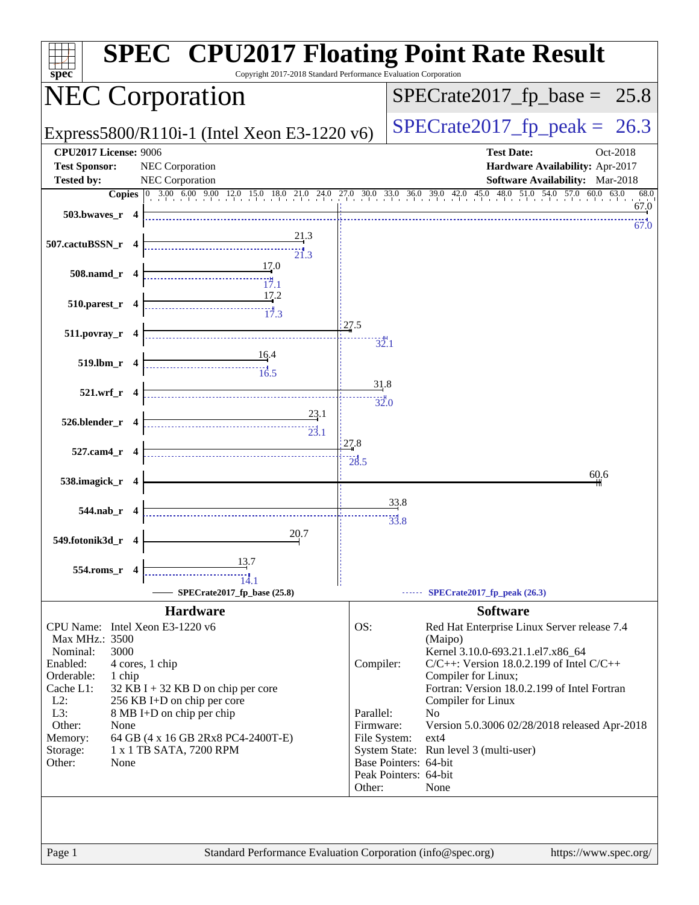# SPEC CPU2017 Floating Point Rate Result

Copyright 2017-2018 Standard Performance Evaluation Corporation

## NEC Corporation

Express5800/R110i-1 (Intel Xeon E3-1220 v6)

SPECrate2017_fp_base = 25.8

SPECrate2017_fp_peak = 26.3

**CPU2017 License:** 9006
**Test Sponsor:** NEC Corporation
**Tested by:** NEC Corporation

**Test Date:** Oct-2018
**Hardware Availability:** Apr-2017
**Software Availability:** Mar-2018

| Benchmark | Copies | Base | Peak |
|---|---|---|---|
| 503.bwaves_r | 4 | 67.0 | 67.0 |
| 507.cactuBSSN_r | 4 | 21.3 | 21.3 |
| 508.namd_r | 4 | 17.0 | 17.1 |
| 510.parest_r | 4 | 17.2 | 17.3 |
| 511.povray_r | 4 | 27.5 | 32.1 |
| 519.lbm_r | 4 | 16.4 | 16.5 |
| 521.wrf_r | 4 | 31.8 | 32.0 |
| 526.blender_r | 4 | 23.1 | 23.1 |
| 527.cam4_r | 4 | 27.8 | 28.5 |
| 538.imagick_r | 4 | 60.6 | |
| 544.nab_r | 4 | 33.8 | 33.8 |
| 549.fotonik3d_r | 4 | 20.7 | |
| 554.roms_r | 4 | 13.7 | 14.1 |

SPECrate2017_fp_base (25.8) — SPECrate2017_fp_peak (26.3)

### Hardware

| | |
|---|---|
| CPU Name: | Intel Xeon E3-1220 v6 |
| Max MHz.: | 3500 |
| Nominal: | 3000 |
| Enabled: | 4 cores, 1 chip |
| Orderable: | 1 chip |
| Cache L1: | 32 KB I + 32 KB D on chip per core |
| L2: | 256 KB I+D on chip per core |
| L3: | 8 MB I+D on chip per chip |
| Other: | None |
| Memory: | 64 GB (4 x 16 GB 2Rx8 PC4-2400T-E) |
| Storage: | 1 x 1 TB SATA, 7200 RPM |
| Other: | None |

### Software

| | |
|---|---|
| OS: | Red Hat Enterprise Linux Server release 7.4 (Maipo) Kernel 3.10.0-693.21.1.el7.x86_64 |
| Compiler: | C/C++: Version 18.0.2.199 of Intel C/C++ Compiler for Linux; Fortran: Version 18.0.2.199 of Intel Fortran Compiler for Linux |
| Parallel: | No |
| Firmware: | Version 5.0.3006 02/28/2018 released Apr-2018 |
| File System: | ext4 |
| System State: | Run level 3 (multi-user) |
| Base Pointers: | 64-bit |
| Peak Pointers: | 64-bit |
| Other: | None |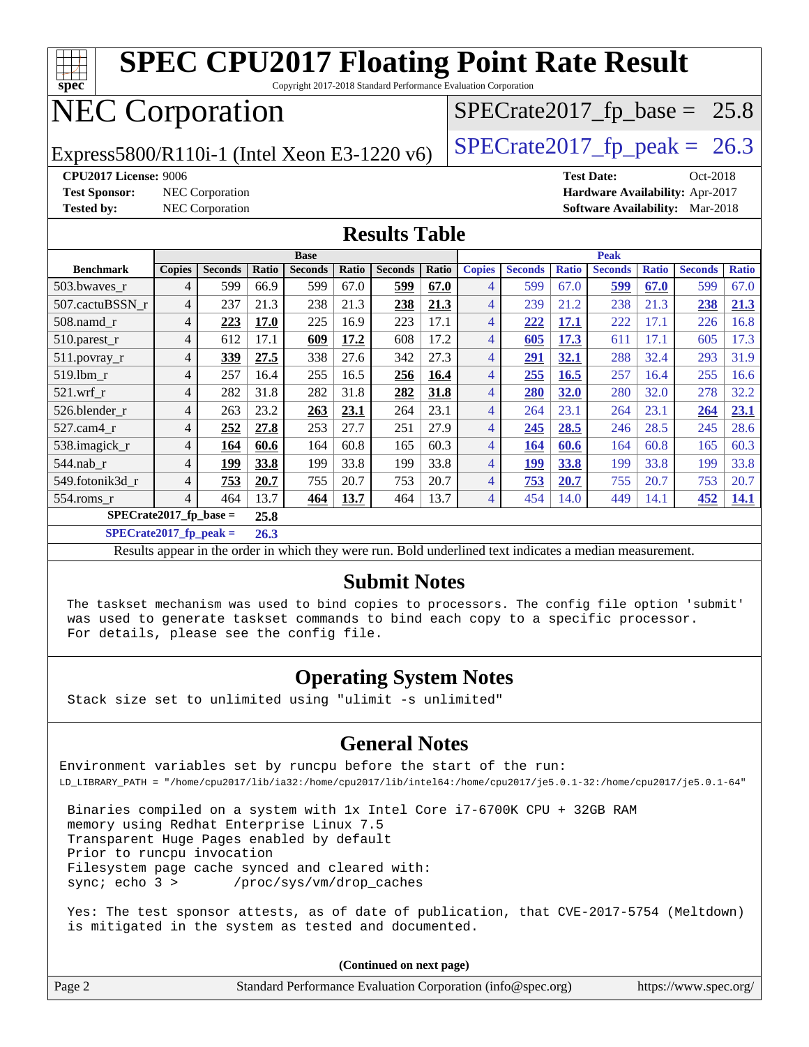# SPEC CPU2017 Floating Point Rate Result

Copyright 2017-2018 Standard Performance Evaluation Corporation

# NEC Corporation

Express5800/R110i-1 (Intel Xeon E3-1220 v6)

SPECrate2017_fp_base = 25.8

SPECrate2017_fp_peak = 26.3

**CPU2017 License:** 9006
**Test Sponsor:** NEC Corporation
**Tested by:** NEC Corporation
**Test Date:** Oct-2018
**Hardware Availability:** Apr-2017
**Software Availability:** Mar-2018

## Results Table

| | Base | | | | | | | Peak | | | | | | |
|---|---|---|---|---|---|---|---|---|---|---|---|---|---|---|
| **Benchmark** | **Copies** | **Seconds** | **Ratio** | **Seconds** | **Ratio** | **Seconds** | **Ratio** | **Copies** | **Seconds** | **Ratio** | **Seconds** | **Ratio** | **Seconds** | **Ratio** |
| 503.bwaves_r | 4 | 599 | 66.9 | 599 | 67.0 | **599** | **67.0** | 4 | 599 | 67.0 | **599** | **67.0** | 599 | 67.0 |
| 507.cactuBSSN_r | 4 | 237 | 21.3 | 238 | 21.3 | **238** | **21.3** | 4 | 239 | 21.2 | 238 | 21.3 | **238** | **21.3** |
| 508.namd_r | 4 | **223** | **17.0** | 225 | 16.9 | 223 | 17.1 | 4 | **222** | **17.1** | 222 | 17.1 | 226 | 16.8 |
| 510.parest_r | 4 | 612 | 17.1 | **609** | **17.2** | 608 | 17.2 | 4 | **605** | **17.3** | 611 | 17.1 | 605 | 17.3 |
| 511.povray_r | 4 | **339** | **27.5** | 338 | 27.6 | 342 | 27.3 | 4 | **291** | **32.1** | 288 | 32.4 | 293 | 31.9 |
| 519.lbm_r | 4 | 257 | 16.4 | 255 | 16.5 | **256** | **16.4** | 4 | **255** | **16.5** | 257 | 16.4 | 255 | 16.6 |
| 521.wrf_r | 4 | 282 | 31.8 | 282 | 31.8 | **282** | **31.8** | 4 | **280** | **32.0** | 280 | 32.0 | 278 | 32.2 |
| 526.blender_r | 4 | 263 | 23.2 | **263** | **23.1** | 264 | 23.1 | 4 | 264 | 23.1 | 264 | 23.1 | **264** | **23.1** |
| 527.cam4_r | 4 | **252** | **27.8** | 253 | 27.7 | 251 | 27.9 | 4 | **245** | **28.5** | 246 | 28.5 | 245 | 28.6 |
| 538.imagick_r | 4 | **164** | **60.6** | 164 | 60.8 | 165 | 60.3 | 4 | **164** | **60.6** | 164 | 60.8 | 165 | 60.3 |
| 544.nab_r | 4 | **199** | **33.8** | 199 | 33.8 | 199 | 33.8 | 4 | **199** | **33.8** | 199 | 33.8 | 199 | 33.8 |
| 549.fotonik3d_r | 4 | **753** | **20.7** | 755 | 20.7 | 753 | 20.7 | 4 | **753** | **20.7** | 755 | 20.7 | 753 | 20.7 |
| 554.roms_r | 4 | 464 | 13.7 | **464** | **13.7** | 464 | 13.7 | 4 | 454 | 14.0 | 449 | 14.1 | **452** | **14.1** |

**SPECrate2017_fp_base = 25.8**

**SPECrate2017_fp_peak = 26.3**

Results appear in the order in which they were run. Bold underlined text indicates a median measurement.

## Submit Notes

```
The taskset mechanism was used to bind copies to processors. The config file option 'submit'
was used to generate taskset commands to bind each copy to a specific processor.
For details, please see the config file.
```

## Operating System Notes

```
Stack size set to unlimited using "ulimit -s unlimited"
```

## General Notes

```
Environment variables set by runcpu before the start of the run:
LD_LIBRARY_PATH = "/home/cpu2017/lib/ia32:/home/cpu2017/lib/intel64:/home/cpu2017/je5.0.1-32:/home/cpu2017/je5.0.1-64"

Binaries compiled on a system with 1x Intel Core i7-6700K CPU + 32GB RAM
memory using Redhat Enterprise Linux 7.5
Transparent Huge Pages enabled by default
Prior to runcpu invocation
Filesystem page cache synced and cleared with:
sync; echo 3 >       /proc/sys/vm/drop_caches

Yes: The test sponsor attests, as of date of publication, that CVE-2017-5754 (Meltdown)
is mitigated in the system as tested and documented.
```

**(Continued on next page)**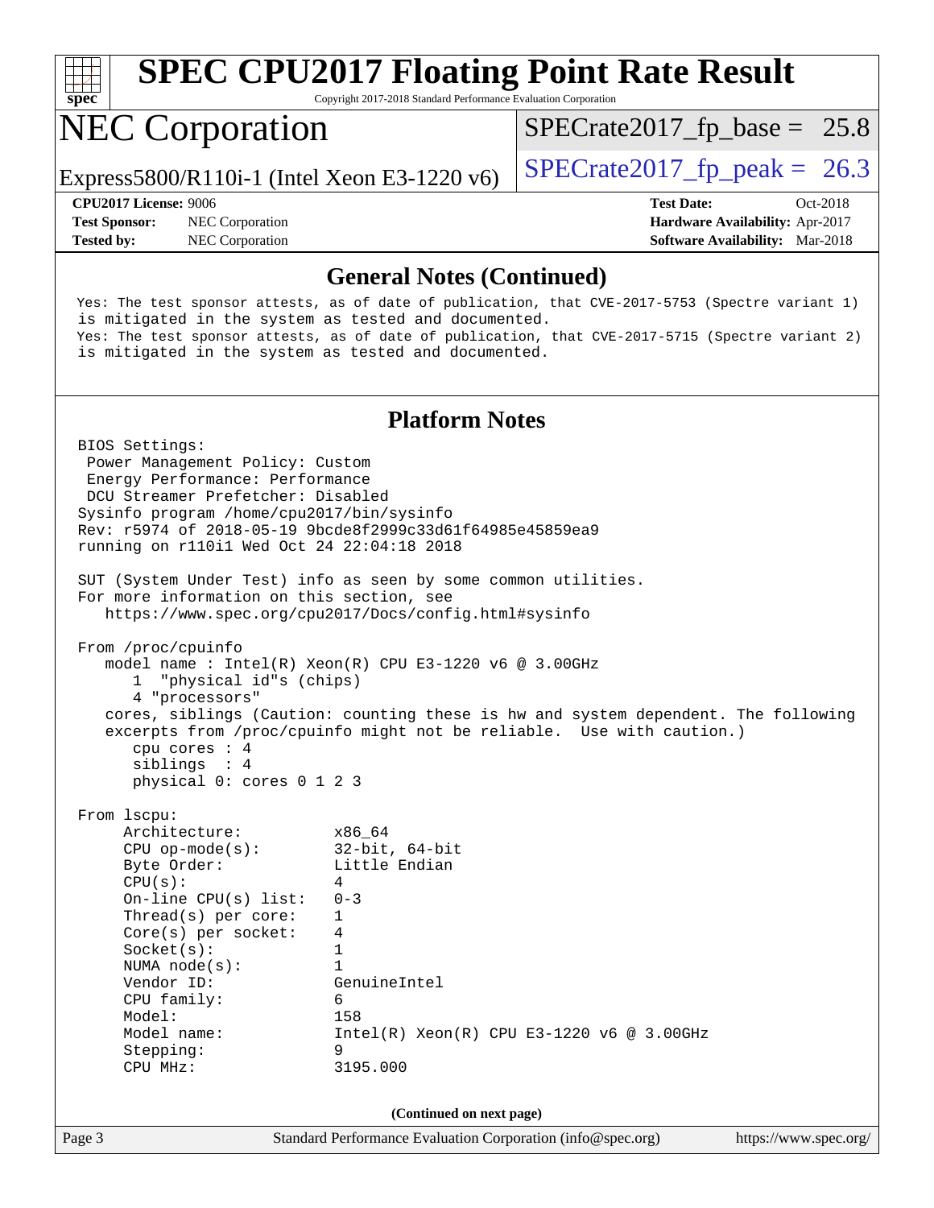# SPEC CPU2017 Floating Point Rate Result

Copyright 2017-2018 Standard Performance Evaluation Corporation

## NEC Corporation

Express5800/R110i-1 (Intel Xeon E3-1220 v6)

SPECrate2017_fp_base = 25.8

SPECrate2017_fp_peak = 26.3

**CPU2017 License:** 9006
**Test Sponsor:** NEC Corporation
**Tested by:** NEC Corporation

**Test Date:** Oct-2018
**Hardware Availability:** Apr-2017
**Software Availability:** Mar-2018

### General Notes (Continued)

```
Yes: The test sponsor attests, as of date of publication, that CVE-2017-5753 (Spectre variant 1)
is mitigated in the system as tested and documented.
Yes: The test sponsor attests, as of date of publication, that CVE-2017-5715 (Spectre variant 2)
is mitigated in the system as tested and documented.
```

### Platform Notes

```
BIOS Settings:
 Power Management Policy: Custom
 Energy Performance: Performance
 DCU Streamer Prefetcher: Disabled
Sysinfo program /home/cpu2017/bin/sysinfo
Rev: r5974 of 2018-05-19 9bcde8f2999c33d61f64985e45859ea9
running on r110i1 Wed Oct 24 22:04:18 2018

SUT (System Under Test) info as seen by some common utilities.
For more information on this section, see
   https://www.spec.org/cpu2017/Docs/config.html#sysinfo

From /proc/cpuinfo
   model name : Intel(R) Xeon(R) CPU E3-1220 v6 @ 3.00GHz
      1  "physical id"s (chips)
      4 "processors"
   cores, siblings (Caution: counting these is hw and system dependent. The following
   excerpts from /proc/cpuinfo might not be reliable.  Use with caution.)
      cpu cores : 4
      siblings  : 4
      physical 0: cores 0 1 2 3

From lscpu:
     Architecture:          x86_64
     CPU op-mode(s):        32-bit, 64-bit
     Byte Order:            Little Endian
     CPU(s):                4
     On-line CPU(s) list:   0-3
     Thread(s) per core:    1
     Core(s) per socket:    4
     Socket(s):             1
     NUMA node(s):          1
     Vendor ID:             GenuineIntel
     CPU family:            6
     Model:                 158
     Model name:            Intel(R) Xeon(R) CPU E3-1220 v6 @ 3.00GHz
     Stepping:              9
     CPU MHz:               3195.000
```

(Continued on next page)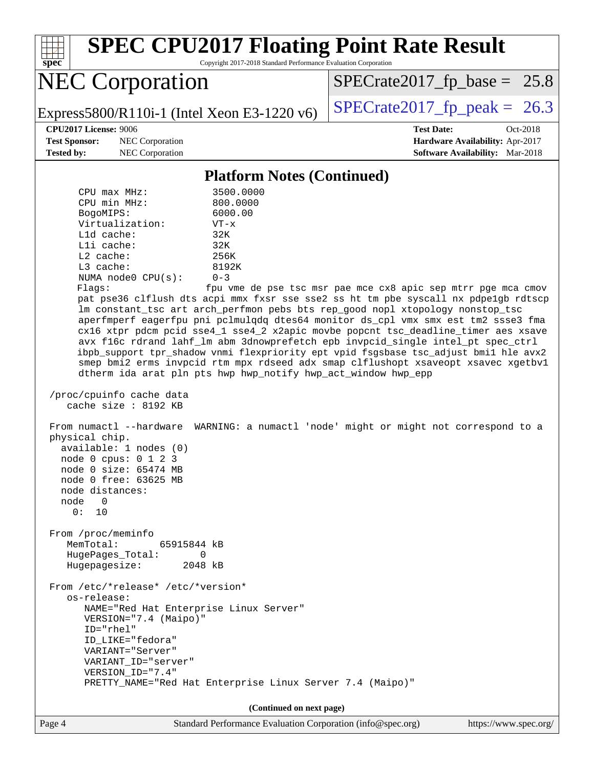# SPEC CPU2017 Floating Point Rate Result

Copyright 2017-2018 Standard Performance Evaluation Corporation

## NEC Corporation

Express5800/R110i-1 (Intel Xeon E3-1220 v6)

SPECrate2017_fp_base = 25.8

SPECrate2017_fp_peak = 26.3

**CPU2017 License:** 9006
**Test Sponsor:** NEC Corporation
**Tested by:** NEC Corporation

**Test Date:** Oct-2018
**Hardware Availability:** Apr-2017
**Software Availability:** Mar-2018

### Platform Notes (Continued)

```
     CPU max MHz:            3500.0000
     CPU min MHz:            800.0000
     BogoMIPS:               6000.00
     Virtualization:         VT-x
     L1d cache:              32K
     L1i cache:              32K
     L2 cache:               256K
     L3 cache:               8192K
     NUMA node0 CPU(s):      0-3
     Flags:                  fpu vme de pse tsc msr pae mce cx8 apic sep mtrr pge mca cmov
     pat pse36 clflush dts acpi mmx fxsr sse sse2 ss ht tm pbe syscall nx pdpe1gb rdtscp
     lm constant_tsc art arch_perfmon pebs bts rep_good nopl xtopology nonstop_tsc
     aperfmperf eagerfpu pni pclmulqdq dtes64 monitor ds_cpl vmx smx est tm2 ssse3 fma
     cx16 xtpr pdcm pcid sse4_1 sse4_2 x2apic movbe popcnt tsc_deadline_timer aes xsave
     avx f16c rdrand lahf_lm abm 3dnowprefetch epb invpcid_single intel_pt spec_ctrl
     ibpb_support tpr_shadow vnmi flexpriority ept vpid fsgsbase tsc_adjust bmi1 hle avx2
     smep bmi2 erms invpcid rtm mpx rdseed adx smap clflushopt xsaveopt xsavec xgetbv1
     dtherm ida arat pln pts hwp hwp_notify hwp_act_window hwp_epp

 /proc/cpuinfo cache data
    cache size : 8192 KB

 From numactl --hardware  WARNING: a numactl 'node' might or might not correspond to a
 physical chip.
   available: 1 nodes (0)
   node 0 cpus: 0 1 2 3
   node 0 size: 65474 MB
   node 0 free: 63625 MB
   node distances:
   node   0
     0:  10

 From /proc/meminfo
    MemTotal:       65915844 kB
    HugePages_Total:       0
    Hugepagesize:       2048 kB

 From /etc/*release* /etc/*version*
    os-release:
       NAME="Red Hat Enterprise Linux Server"
       VERSION="7.4 (Maipo)"
       ID="rhel"
       ID_LIKE="fedora"
       VARIANT="Server"
       VARIANT_ID="server"
       VERSION_ID="7.4"
       PRETTY_NAME="Red Hat Enterprise Linux Server 7.4 (Maipo)"
```

(Continued on next page)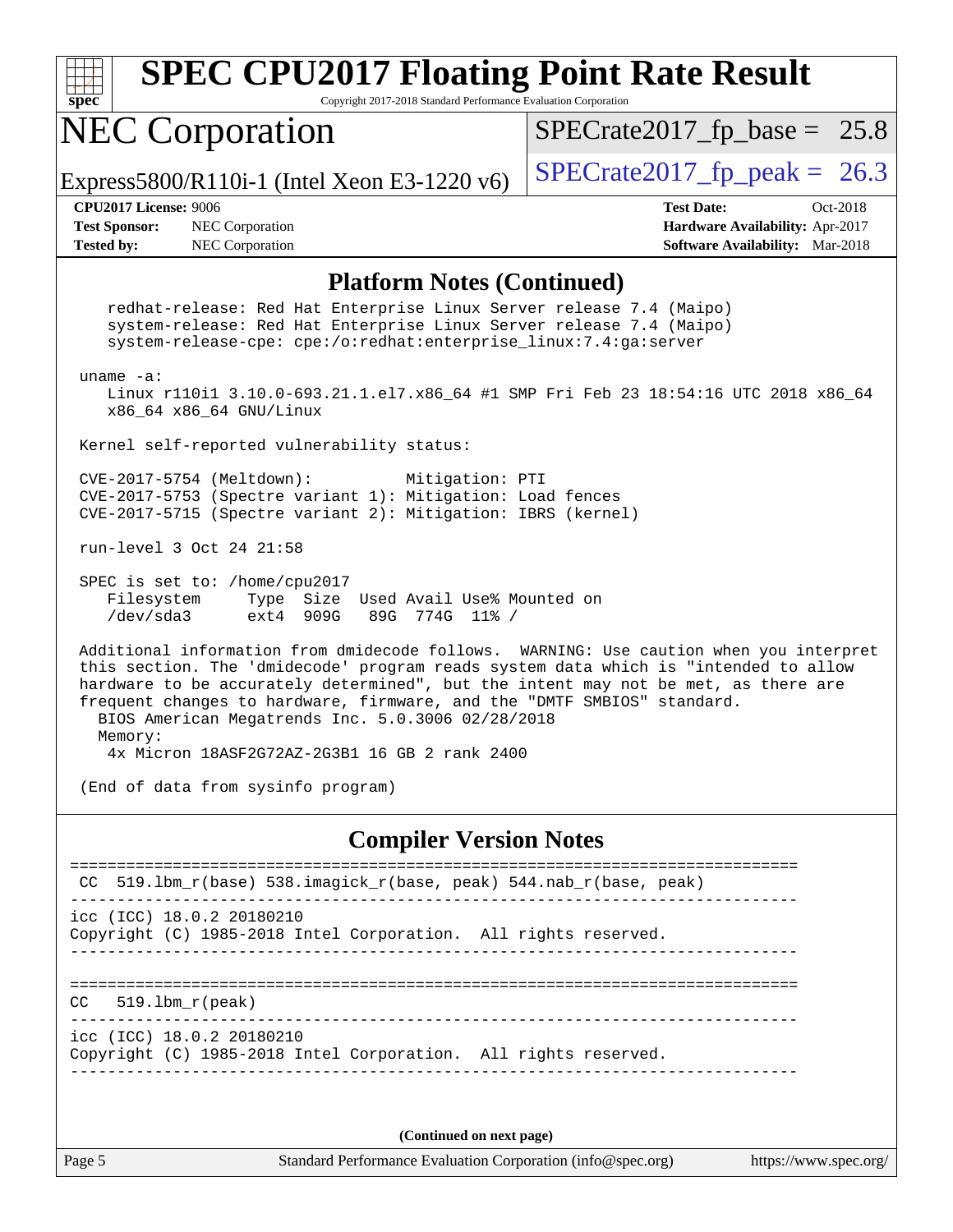# SPEC CPU2017 Floating Point Rate Result

Copyright 2017-2018 Standard Performance Evaluation Corporation

## NEC Corporation

Express5800/R110i-1 (Intel Xeon E3-1220 v6)

SPECrate2017_fp_base = 25.8

SPECrate2017_fp_peak = 26.3

**CPU2017 License:** 9006
**Test Sponsor:** NEC Corporation
**Tested by:** NEC Corporation

**Test Date:** Oct-2018
**Hardware Availability:** Apr-2017
**Software Availability:** Mar-2018

### Platform Notes (Continued)

```
    redhat-release: Red Hat Enterprise Linux Server release 7.4 (Maipo)
    system-release: Red Hat Enterprise Linux Server release 7.4 (Maipo)
    system-release-cpe: cpe:/o:redhat:enterprise_linux:7.4:ga:server

 uname -a:
    Linux r110i1 3.10.0-693.21.1.el7.x86_64 #1 SMP Fri Feb 23 18:54:16 UTC 2018 x86_64
    x86_64 x86_64 GNU/Linux

 Kernel self-reported vulnerability status:

 CVE-2017-5754 (Meltdown):          Mitigation: PTI
 CVE-2017-5753 (Spectre variant 1): Mitigation: Load fences
 CVE-2017-5715 (Spectre variant 2): Mitigation: IBRS (kernel)

 run-level 3 Oct 24 21:58

 SPEC is set to: /home/cpu2017
    Filesystem     Type  Size  Used Avail Use% Mounted on
    /dev/sda3      ext4  909G   89G  774G  11% /

 Additional information from dmidecode follows.  WARNING: Use caution when you interpret
 this section. The 'dmidecode' program reads system data which is "intended to allow
 hardware to be accurately determined", but the intent may not be met, as there are
 frequent changes to hardware, firmware, and the "DMTF SMBIOS" standard.
   BIOS American Megatrends Inc. 5.0.3006 02/28/2018
   Memory:
    4x Micron 18ASF2G72AZ-2G3B1 16 GB 2 rank 2400

 (End of data from sysinfo program)
```

### Compiler Version Notes

```
==============================================================================
 CC  519.lbm_r(base) 538.imagick_r(base, peak) 544.nab_r(base, peak)
------------------------------------------------------------------------------
icc (ICC) 18.0.2 20180210
Copyright (C) 1985-2018 Intel Corporation.  All rights reserved.
------------------------------------------------------------------------------

==============================================================================
CC   519.lbm_r(peak)
------------------------------------------------------------------------------
icc (ICC) 18.0.2 20180210
Copyright (C) 1985-2018 Intel Corporation.  All rights reserved.
------------------------------------------------------------------------------
```

**(Continued on next page)**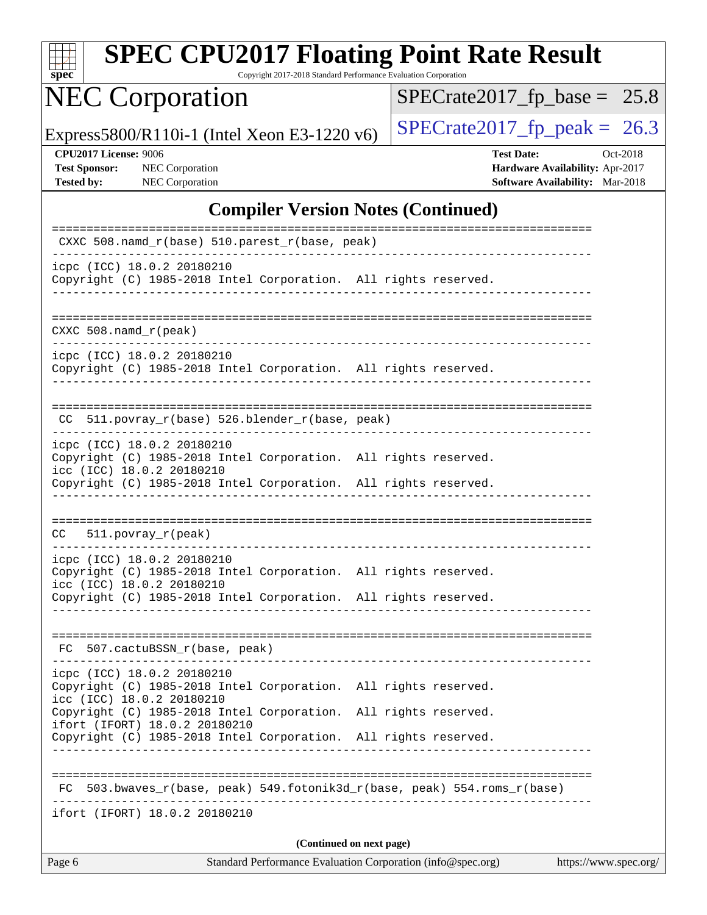## Compiler Version Notes (Continued)

```
==============================================================================
 CXXC 508.namd_r(base) 510.parest_r(base, peak)
------------------------------------------------------------------------------
icpc (ICC) 18.0.2 20180210
Copyright (C) 1985-2018 Intel Corporation.  All rights reserved.
------------------------------------------------------------------------------

==============================================================================
CXXC 508.namd_r(peak)
------------------------------------------------------------------------------
icpc (ICC) 18.0.2 20180210
Copyright (C) 1985-2018 Intel Corporation.  All rights reserved.
------------------------------------------------------------------------------

==============================================================================
 CC  511.povray_r(base) 526.blender_r(base, peak)
------------------------------------------------------------------------------
icpc (ICC) 18.0.2 20180210
Copyright (C) 1985-2018 Intel Corporation.  All rights reserved.
icc (ICC) 18.0.2 20180210
Copyright (C) 1985-2018 Intel Corporation.  All rights reserved.
------------------------------------------------------------------------------

==============================================================================
CC   511.povray_r(peak)
------------------------------------------------------------------------------
icpc (ICC) 18.0.2 20180210
Copyright (C) 1985-2018 Intel Corporation.  All rights reserved.
icc (ICC) 18.0.2 20180210
Copyright (C) 1985-2018 Intel Corporation.  All rights reserved.
------------------------------------------------------------------------------

==============================================================================
 FC  507.cactuBSSN_r(base, peak)
------------------------------------------------------------------------------
icpc (ICC) 18.0.2 20180210
Copyright (C) 1985-2018 Intel Corporation.  All rights reserved.
icc (ICC) 18.0.2 20180210
Copyright (C) 1985-2018 Intel Corporation.  All rights reserved.
ifort (IFORT) 18.0.2 20180210
Copyright (C) 1985-2018 Intel Corporation.  All rights reserved.
------------------------------------------------------------------------------

==============================================================================
 FC  503.bwaves_r(base, peak) 549.fotonik3d_r(base, peak) 554.roms_r(base)
------------------------------------------------------------------------------
ifort (IFORT) 18.0.2 20180210
```

**(Continued on next page)**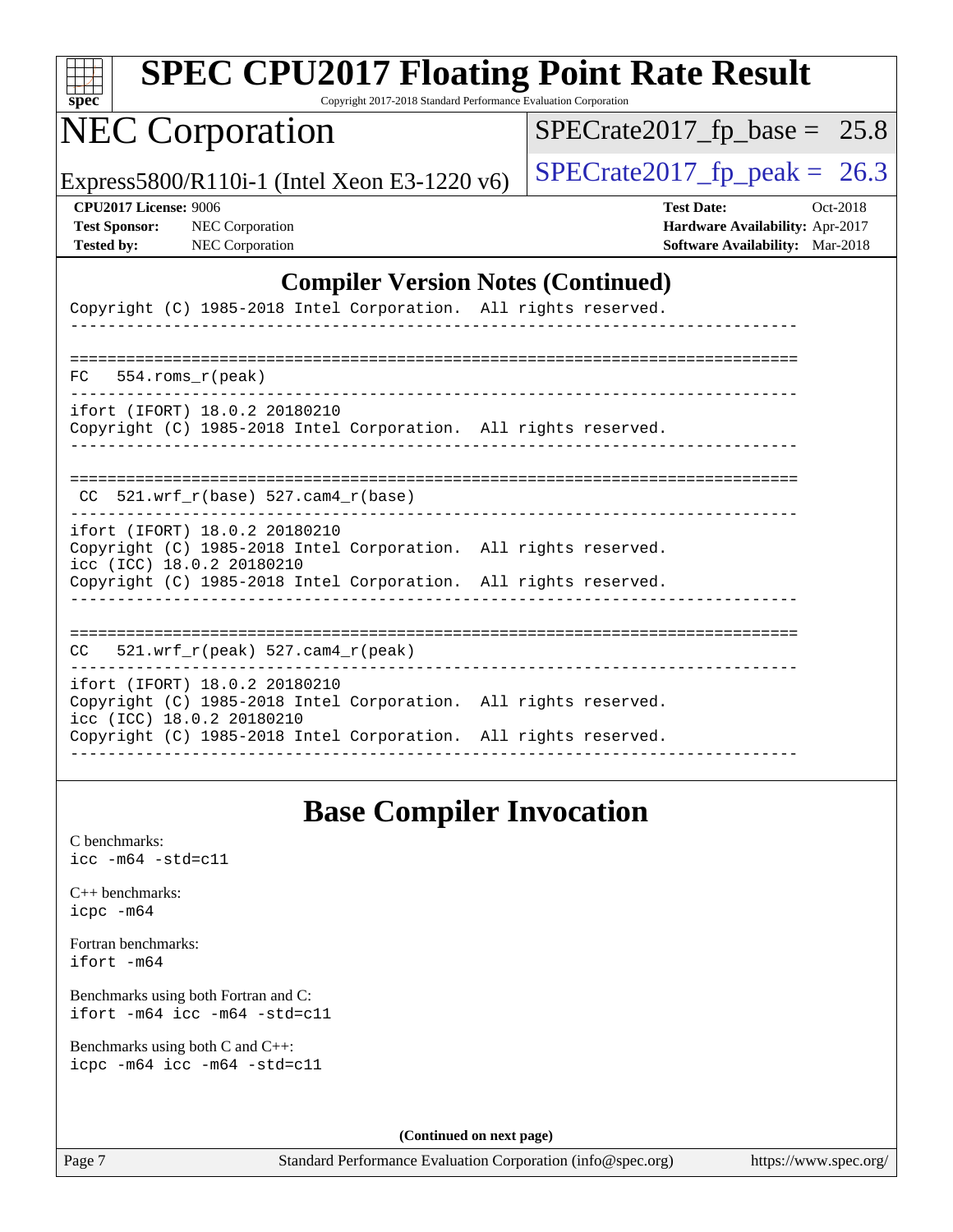## Compiler Version Notes (Continued)

```
Copyright (C) 1985-2018 Intel Corporation.  All rights reserved.
------------------------------------------------------------------------------

==============================================================================
FC   554.roms_r(peak)
------------------------------------------------------------------------------
ifort (IFORT) 18.0.2 20180210
Copyright (C) 1985-2018 Intel Corporation.  All rights reserved.
------------------------------------------------------------------------------

==============================================================================
 CC  521.wrf_r(base) 527.cam4_r(base)
------------------------------------------------------------------------------
ifort (IFORT) 18.0.2 20180210
Copyright (C) 1985-2018 Intel Corporation.  All rights reserved.
icc (ICC) 18.0.2 20180210
Copyright (C) 1985-2018 Intel Corporation.  All rights reserved.
------------------------------------------------------------------------------

==============================================================================
CC   521.wrf_r(peak) 527.cam4_r(peak)
------------------------------------------------------------------------------
ifort (IFORT) 18.0.2 20180210
Copyright (C) 1985-2018 Intel Corporation.  All rights reserved.
icc (ICC) 18.0.2 20180210
Copyright (C) 1985-2018 Intel Corporation.  All rights reserved.
------------------------------------------------------------------------------
```

## Base Compiler Invocation

C benchmarks:
`icc -m64 -std=c11`

C++ benchmarks:
`icpc -m64`

Fortran benchmarks:
`ifort -m64`

Benchmarks using both Fortran and C:
`ifort -m64 icc -m64 -std=c11`

Benchmarks using both C and C++:
`icpc -m64 icc -m64 -std=c11`

(Continued on next page)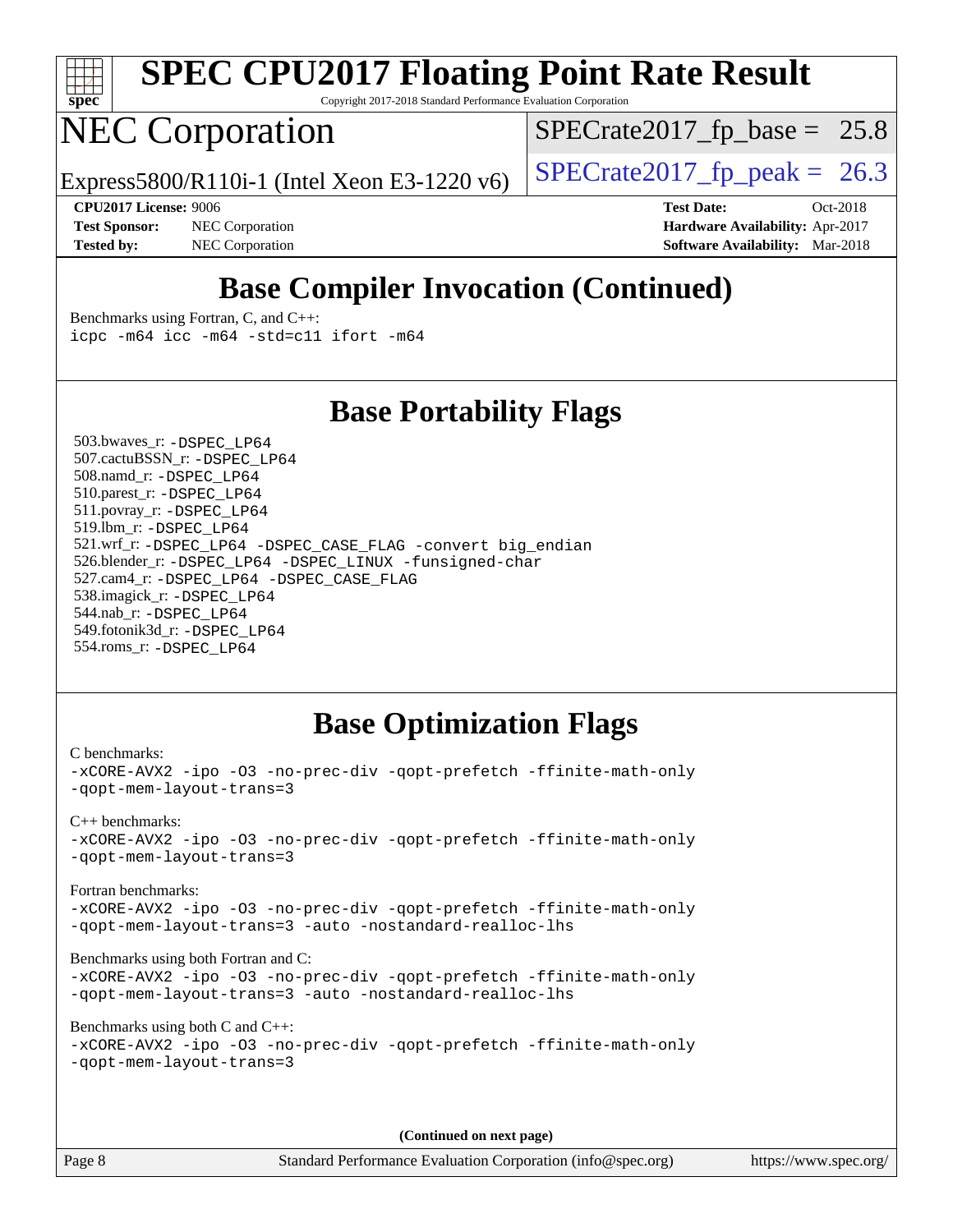# SPEC CPU2017 Floating Point Rate Result

Copyright 2017-2018 Standard Performance Evaluation Corporation

# NEC Corporation

Express5800/R110i-1 (Intel Xeon E3-1220 v6)

SPECrate2017_fp_base = 25.8

SPECrate2017_fp_peak = 26.3

**CPU2017 License:** 9006
**Test Sponsor:** NEC Corporation
**Tested by:** NEC Corporation

**Test Date:** Oct-2018
**Hardware Availability:** Apr-2017
**Software Availability:** Mar-2018

## Base Compiler Invocation (Continued)

Benchmarks using Fortran, C, and C++:
```
icpc -m64 icc -m64 -std=c11 ifort -m64
```

## Base Portability Flags

503.bwaves_r: `-DSPEC_LP64`
507.cactuBSSN_r: `-DSPEC_LP64`
508.namd_r: `-DSPEC_LP64`
510.parest_r: `-DSPEC_LP64`
511.povray_r: `-DSPEC_LP64`
519.lbm_r: `-DSPEC_LP64`
521.wrf_r: `-DSPEC_LP64 -DSPEC_CASE_FLAG -convert big_endian`
526.blender_r: `-DSPEC_LP64 -DSPEC_LINUX -funsigned-char`
527.cam4_r: `-DSPEC_LP64 -DSPEC_CASE_FLAG`
538.imagick_r: `-DSPEC_LP64`
544.nab_r: `-DSPEC_LP64`
549.fotonik3d_r: `-DSPEC_LP64`
554.roms_r: `-DSPEC_LP64`

## Base Optimization Flags

C benchmarks:
```
-xCORE-AVX2 -ipo -O3 -no-prec-div -qopt-prefetch -ffinite-math-only
-qopt-mem-layout-trans=3
```

C++ benchmarks:
```
-xCORE-AVX2 -ipo -O3 -no-prec-div -qopt-prefetch -ffinite-math-only
-qopt-mem-layout-trans=3
```

Fortran benchmarks:
```
-xCORE-AVX2 -ipo -O3 -no-prec-div -qopt-prefetch -ffinite-math-only
-qopt-mem-layout-trans=3 -auto -nostandard-realloc-lhs
```

Benchmarks using both Fortran and C:
```
-xCORE-AVX2 -ipo -O3 -no-prec-div -qopt-prefetch -ffinite-math-only
-qopt-mem-layout-trans=3 -auto -nostandard-realloc-lhs
```

Benchmarks using both C and C++:
```
-xCORE-AVX2 -ipo -O3 -no-prec-div -qopt-prefetch -ffinite-math-only
-qopt-mem-layout-trans=3
```

**(Continued on next page)**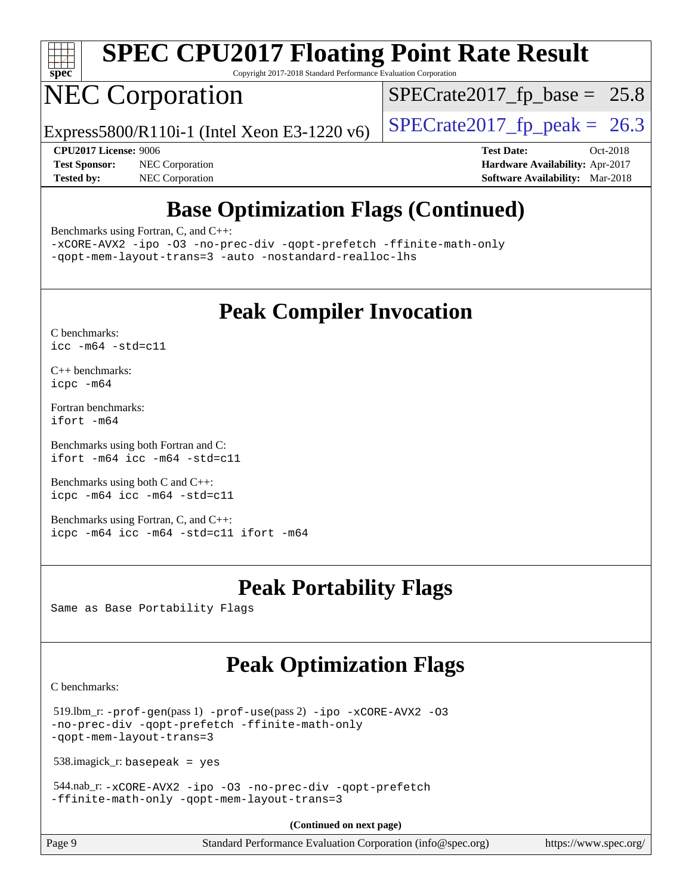## Base Optimization Flags (Continued)

Benchmarks using Fortran, C, and C++:

```
-xCORE-AVX2 -ipo -O3 -no-prec-div -qopt-prefetch -ffinite-math-only
-qopt-mem-layout-trans=3 -auto -nostandard-realloc-lhs
```

## Peak Compiler Invocation

C benchmarks:

```
icc -m64 -std=c11
```

C++ benchmarks:

```
icpc -m64
```

Fortran benchmarks:

```
ifort -m64
```

Benchmarks using both Fortran and C:

```
ifort -m64 icc -m64 -std=c11
```

Benchmarks using both C and C++:

```
icpc -m64 icc -m64 -std=c11
```

Benchmarks using Fortran, C, and C++:

```
icpc -m64 icc -m64 -std=c11 ifort -m64
```

## Peak Portability Flags

Same as Base Portability Flags

## Peak Optimization Flags

C benchmarks:

519.lbm_r: -prof-gen(pass 1) -prof-use(pass 2) -ipo -xCORE-AVX2 -O3 -no-prec-div -qopt-prefetch -ffinite-math-only -qopt-mem-layout-trans=3

538.imagick_r: basepeak = yes

544.nab_r: -xCORE-AVX2 -ipo -O3 -no-prec-div -qopt-prefetch -ffinite-math-only -qopt-mem-layout-trans=3

**(Continued on next page)**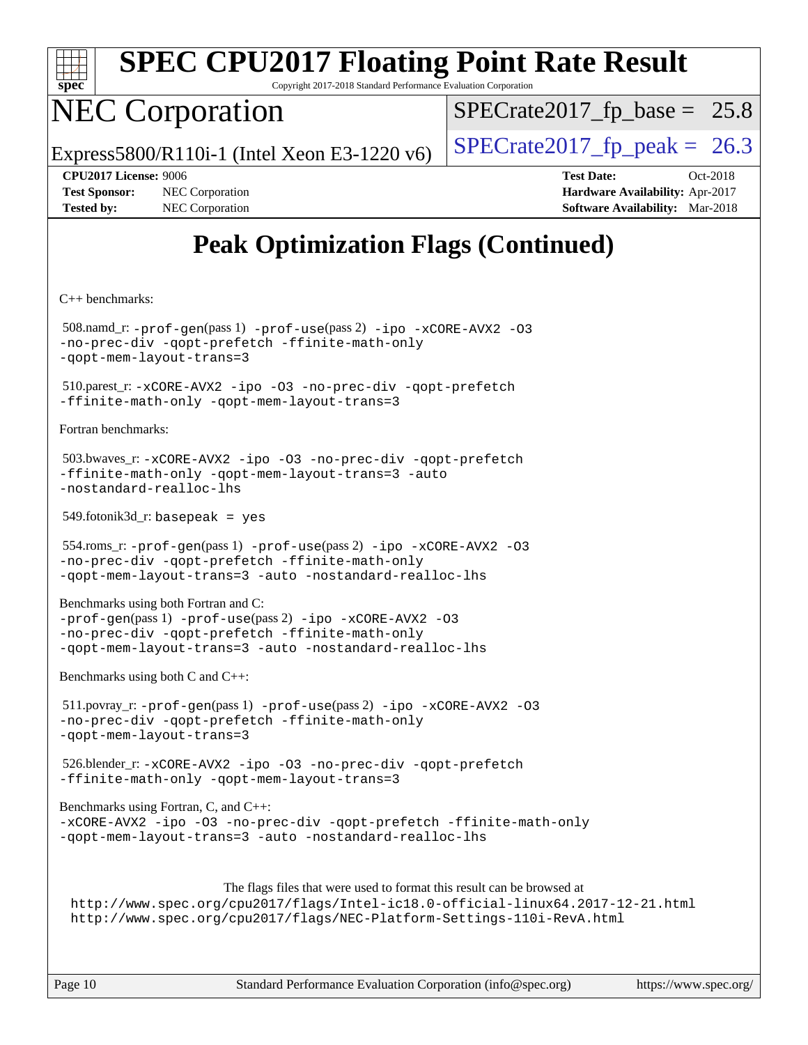# SPEC CPU2017 Floating Point Rate Result

Copyright 2017-2018 Standard Performance Evaluation Corporation

## NEC Corporation

Express5800/R110i-1 (Intel Xeon E3-1220 v6)

SPECrate2017_fp_base = 25.8

SPECrate2017_fp_peak = 26.3

**CPU2017 License:** 9006
**Test Sponsor:** NEC Corporation
**Tested by:** NEC Corporation

**Test Date:** Oct-2018
**Hardware Availability:** Apr-2017
**Software Availability:** Mar-2018

# Peak Optimization Flags (Continued)

C++ benchmarks:

508.namd_r: `-prof-gen`(pass 1) `-prof-use`(pass 2) `-ipo -xCORE-AVX2 -O3 -no-prec-div -qopt-prefetch -ffinite-math-only -qopt-mem-layout-trans=3`

510.parest_r: `-xCORE-AVX2 -ipo -O3 -no-prec-div -qopt-prefetch -ffinite-math-only -qopt-mem-layout-trans=3`

Fortran benchmarks:

503.bwaves_r: `-xCORE-AVX2 -ipo -O3 -no-prec-div -qopt-prefetch -ffinite-math-only -qopt-mem-layout-trans=3 -auto -nostandard-realloc-lhs`

549.fotonik3d_r: `basepeak = yes`

554.roms_r: `-prof-gen`(pass 1) `-prof-use`(pass 2) `-ipo -xCORE-AVX2 -O3 -no-prec-div -qopt-prefetch -ffinite-math-only -qopt-mem-layout-trans=3 -auto -nostandard-realloc-lhs`

Benchmarks using both Fortran and C:
`-prof-gen`(pass 1) `-prof-use`(pass 2) `-ipo -xCORE-AVX2 -O3 -no-prec-div -qopt-prefetch -ffinite-math-only -qopt-mem-layout-trans=3 -auto -nostandard-realloc-lhs`

Benchmarks using both C and C++:

511.povray_r: `-prof-gen`(pass 1) `-prof-use`(pass 2) `-ipo -xCORE-AVX2 -O3 -no-prec-div -qopt-prefetch -ffinite-math-only -qopt-mem-layout-trans=3`

526.blender_r: `-xCORE-AVX2 -ipo -O3 -no-prec-div -qopt-prefetch -ffinite-math-only -qopt-mem-layout-trans=3`

Benchmarks using Fortran, C, and C++:
`-xCORE-AVX2 -ipo -O3 -no-prec-div -qopt-prefetch -ffinite-math-only -qopt-mem-layout-trans=3 -auto -nostandard-realloc-lhs`

The flags files that were used to format this result can be browsed at
http://www.spec.org/cpu2017/flags/Intel-ic18.0-official-linux64.2017-12-21.html
http://www.spec.org/cpu2017/flags/NEC-Platform-Settings-110i-RevA.html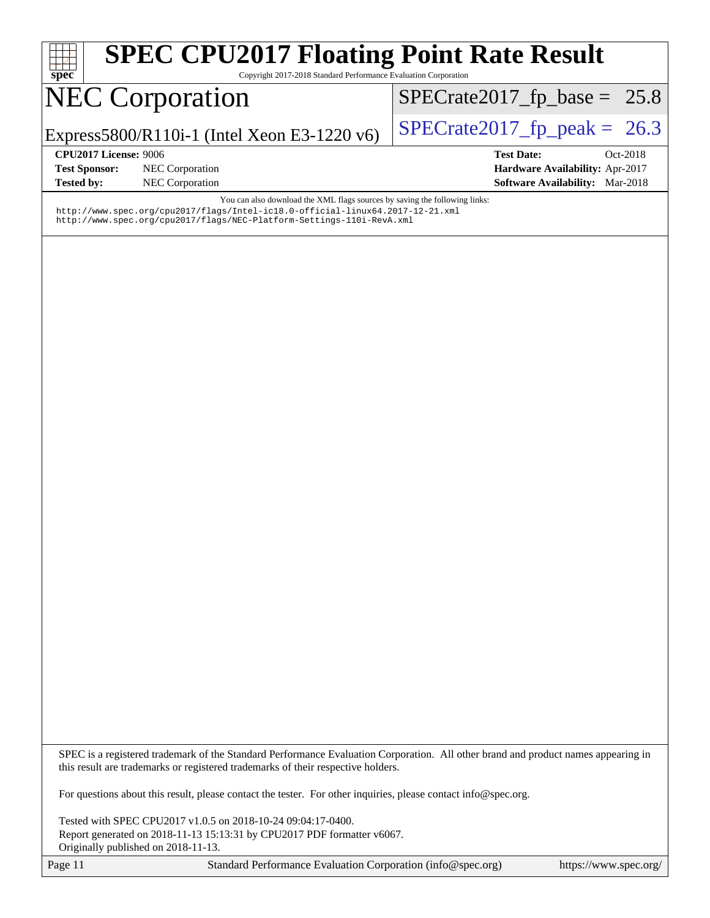You can also download the XML flags sources by saving the following links:

http://www.spec.org/cpu2017/flags/Intel-ic18.0-official-linux64.2017-12-21.xml
http://www.spec.org/cpu2017/flags/NEC-Platform-Settings-110i-RevA.xml

SPEC is a registered trademark of the Standard Performance Evaluation Corporation. All other brand and product names appearing in this result are trademarks or registered trademarks of their respective holders.

For questions about this result, please contact the tester. For other inquiries, please contact info@spec.org.

Tested with SPEC CPU2017 v1.0.5 on 2018-10-24 09:04:17-0400.
Report generated on 2018-11-13 15:13:31 by CPU2017 PDF formatter v6067.
Originally published on 2018-11-13.